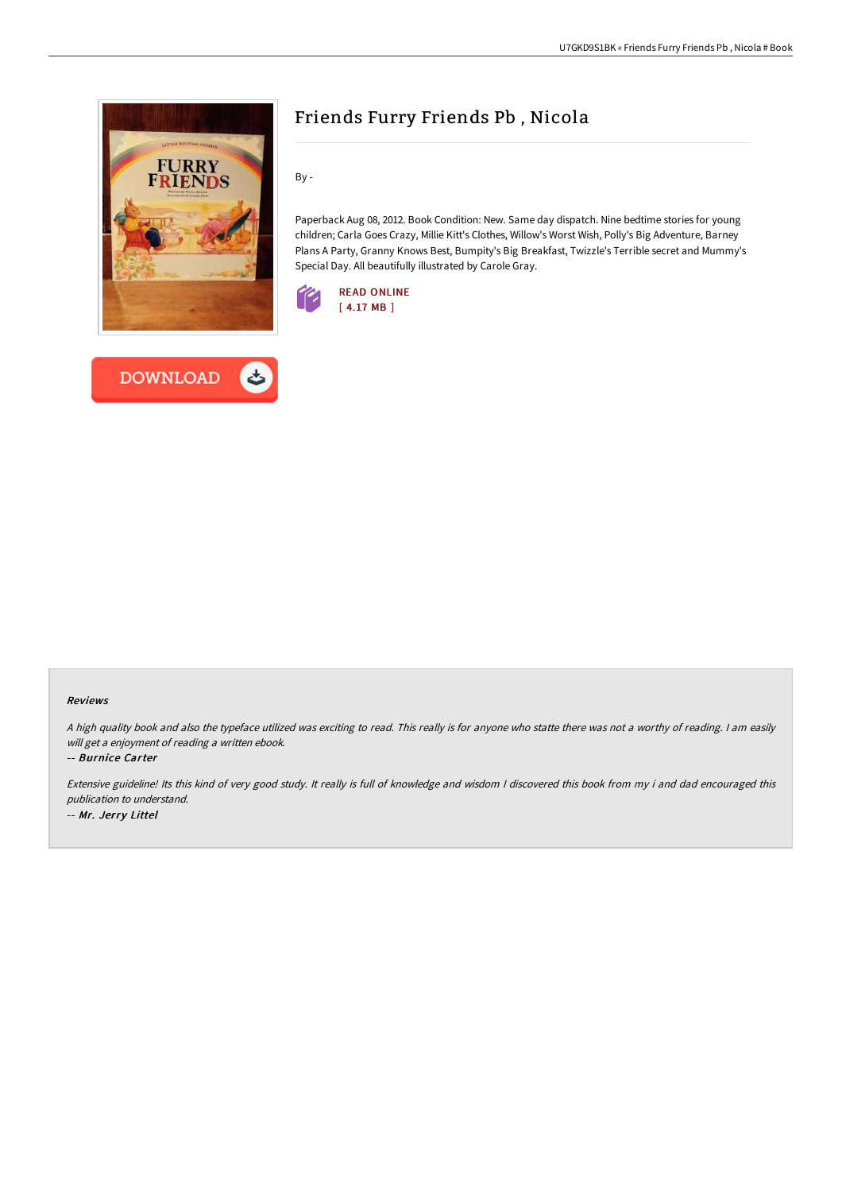# Friends Furry Friends Pb , Nicola

By -

Paperback Aug 08, 2012. Book Condition: New. Same day dispatch. Nine bedtime stories for young children; Carla Goes Crazy, Millie Kitt's Clothes, Willow's Worst Wish, Polly's Big Adventure, Barney Plans A Party, Granny Knows Best, Bumpity's Big Breakfast, Twizzle's Terrible secret and Mummy's Special Day. All beautifully illustrated by Carole Gray.

READ ONLINE
[ 4.17 MB ]

DOWNLOAD

### Reviews

*A high quality book and also the typeface utilized was exciting to read. This really is for anyone who statte there was not a worthy of reading. I am easily will get a enjoyment of reading a written ebook.*

*-- Burnice Carter*

*Extensive guideline! Its this kind of very good study. It really is full of knowledge and wisdom I discovered this book from my i and dad encouraged this publication to understand.*

*-- Mr. Jerry Littel*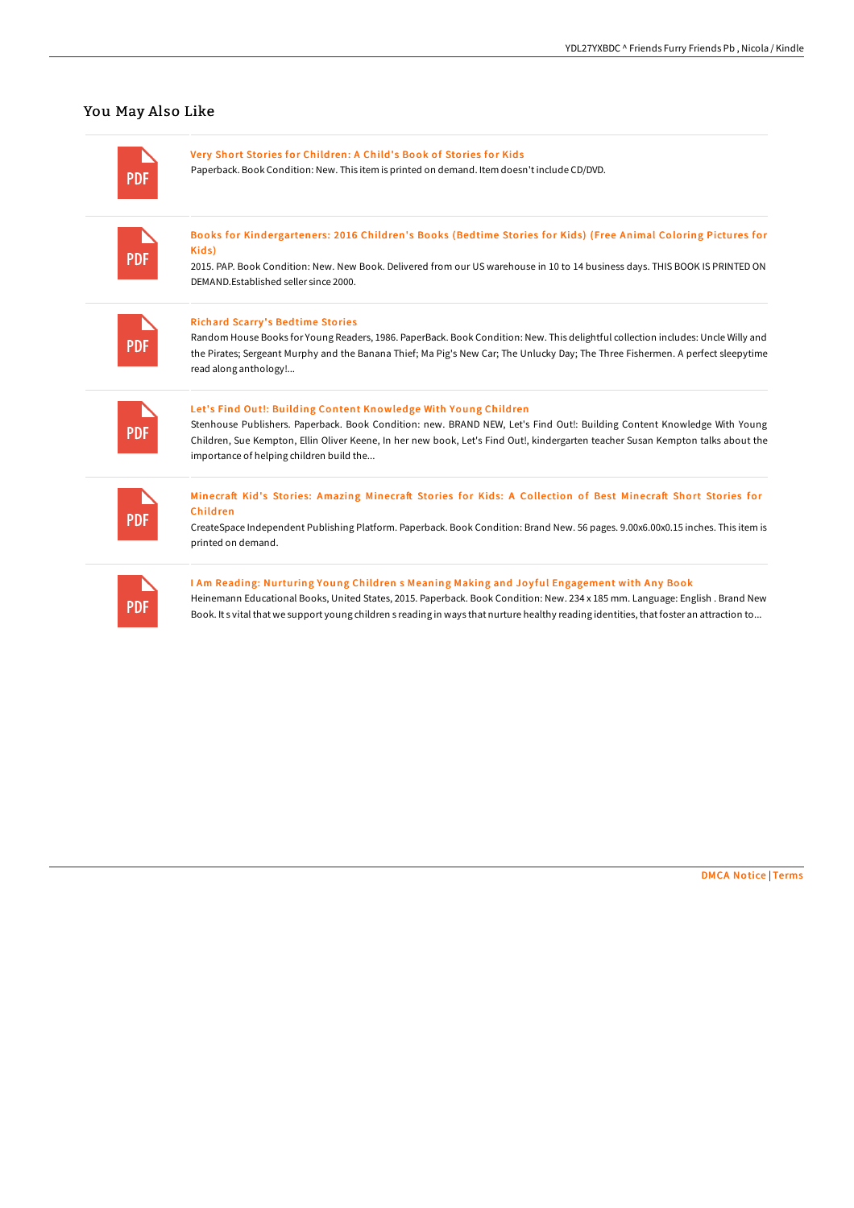## You May Also Like

**Very Short Stories for Children: A Child's Book of Stories for Kids**

Paperback. Book Condition: New. This item is printed on demand. Item doesn't include CD/DVD.

**Books for Kindergarteners: 2016 Children's Books (Bedtime Stories for Kids) (Free Animal Coloring Pictures for Kids)**

2015. PAP. Book Condition: New. New Book. Delivered from our US warehouse in 10 to 14 business days. THIS BOOK IS PRINTED ON DEMAND.Established seller since 2000.

**Richard Scarry's Bedtime Stories**

Random House Books for Young Readers, 1986. PaperBack. Book Condition: New. This delightful collection includes: Uncle Willy and the Pirates; Sergeant Murphy and the Banana Thief; Ma Pig's New Car; The Unlucky Day; The Three Fishermen. A perfect sleepytime read along anthology!...

**Let's Find Out!: Building Content Knowledge With Young Children**

Stenhouse Publishers. Paperback. Book Condition: new. BRAND NEW, Let's Find Out!: Building Content Knowledge With Young Children, Sue Kempton, Ellin Oliver Keene, In her new book, Let's Find Out!, kindergarten teacher Susan Kempton talks about the importance of helping children build the...

**Minecraft Kid's Stories: Amazing Minecraft Stories for Kids: A Collection of Best Minecraft Short Stories for Children**

CreateSpace Independent Publishing Platform. Paperback. Book Condition: Brand New. 56 pages. 9.00x6.00x0.15 inches. This item is printed on demand.

**I Am Reading: Nurturing Young Children s Meaning Making and Joyful Engagement with Any Book**

Heinemann Educational Books, United States, 2015. Paperback. Book Condition: New. 234 x 185 mm. Language: English . Brand New Book. It s vital that we support young children s reading in ways that nurture healthy reading identities, that foster an attraction to...

DMCA Notice | Terms